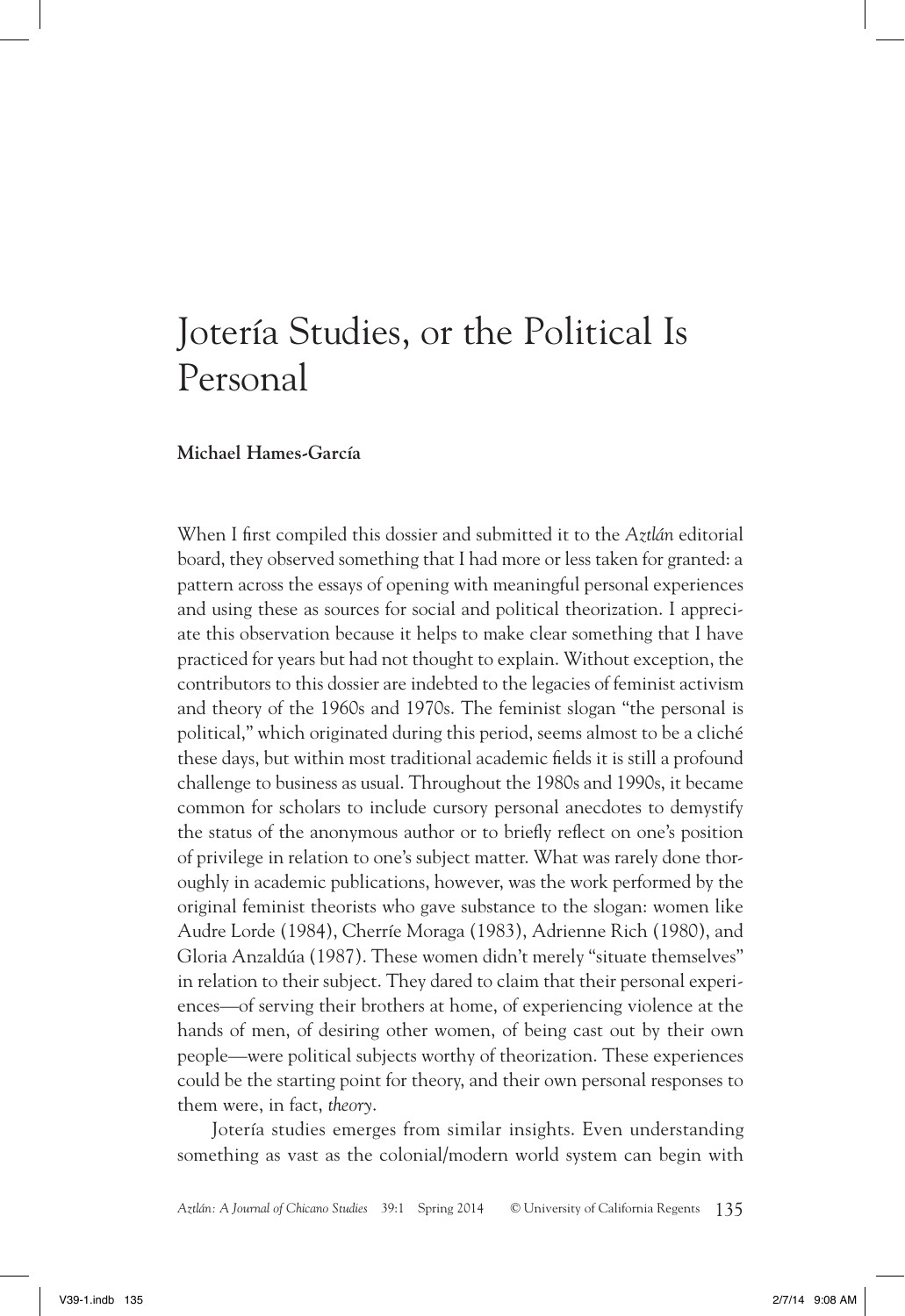# Jotería Studies, or the Political Is Personal

**Michael Hames-García**

When I first compiled this dossier and submitted it to the *Aztlán* editorial board, they observed something that I had more or less taken for granted: a pattern across the essays of opening with meaningful personal experiences and using these as sources for social and political theorization. I appreciate this observation because it helps to make clear something that I have practiced for years but had not thought to explain. Without exception, the contributors to this dossier are indebted to the legacies of feminist activism and theory of the 1960s and 1970s. The feminist slogan "the personal is political," which originated during this period, seems almost to be a cliché these days, but within most traditional academic fields it is still a profound challenge to business as usual. Throughout the 1980s and 1990s, it became common for scholars to include cursory personal anecdotes to demystify the status of the anonymous author or to briefly reflect on one's position of privilege in relation to one's subject matter. What was rarely done thoroughly in academic publications, however, was the work performed by the original feminist theorists who gave substance to the slogan: women like Audre Lorde (1984), Cherríe Moraga (1983), Adrienne Rich (1980), and Gloria Anzaldúa (1987). These women didn't merely "situate themselves" in relation to their subject. They dared to claim that their personal experiences—of serving their brothers at home, of experiencing violence at the hands of men, of desiring other women, of being cast out by their own people—were political subjects worthy of theorization. These experiences could be the starting point for theory, and their own personal responses to them were, in fact, *theory*.

Jotería studies emerges from similar insights. Even understanding something as vast as the colonial/modern world system can begin with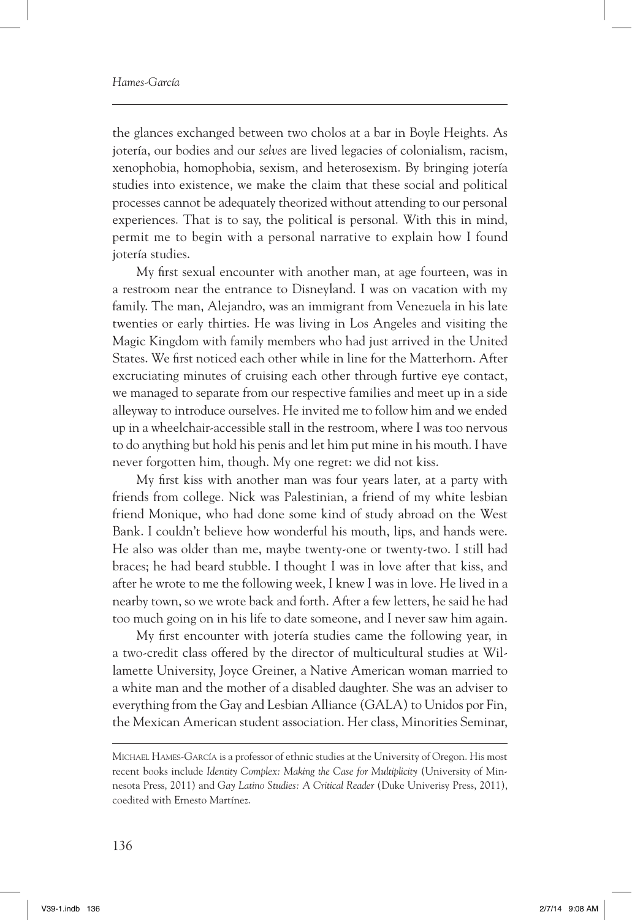the glances exchanged between two cholos at a bar in Boyle Heights. As jotería, our bodies and our *selves* are lived legacies of colonialism, racism, xenophobia, homophobia, sexism, and heterosexism. By bringing jotería studies into existence, we make the claim that these social and political processes cannot be adequately theorized without attending to our personal experiences. That is to say, the political is personal. With this in mind, permit me to begin with a personal narrative to explain how I found jotería studies.

My first sexual encounter with another man, at age fourteen, was in a restroom near the entrance to Disneyland. I was on vacation with my family. The man, Alejandro, was an immigrant from Venezuela in his late twenties or early thirties. He was living in Los Angeles and visiting the Magic Kingdom with family members who had just arrived in the United States. We first noticed each other while in line for the Matterhorn. After excruciating minutes of cruising each other through furtive eye contact, we managed to separate from our respective families and meet up in a side alleyway to introduce ourselves. He invited me to follow him and we ended up in a wheelchair-accessible stall in the restroom, where I was too nervous to do anything but hold his penis and let him put mine in his mouth. I have never forgotten him, though. My one regret: we did not kiss.

My first kiss with another man was four years later, at a party with friends from college. Nick was Palestinian, a friend of my white lesbian friend Monique, who had done some kind of study abroad on the West Bank. I couldn't believe how wonderful his mouth, lips, and hands were. He also was older than me, maybe twenty-one or twenty-two. I still had braces; he had beard stubble. I thought I was in love after that kiss, and after he wrote to me the following week, I knew I was in love. He lived in a nearby town, so we wrote back and forth. After a few letters, he said he had too much going on in his life to date someone, and I never saw him again.

My first encounter with jotería studies came the following year, in a two-credit class offered by the director of multicultural studies at Willamette University, Joyce Greiner, a Native American woman married to a white man and the mother of a disabled daughter. She was an adviser to everything from the Gay and Lesbian Alliance (GALA) to Unidos por Fin, the Mexican American student association. Her class, Minorities Seminar,

---

Michael Hames-García is a professor of ethnic studies at the University of Oregon. His most recent books include *Identity Complex: Making the Case for Multiplicity* (University of Minnesota Press, 2011) and *Gay Latino Studies: A Critical Reader* (Duke Univerisy Press, 2011), coedited with Ernesto Martínez.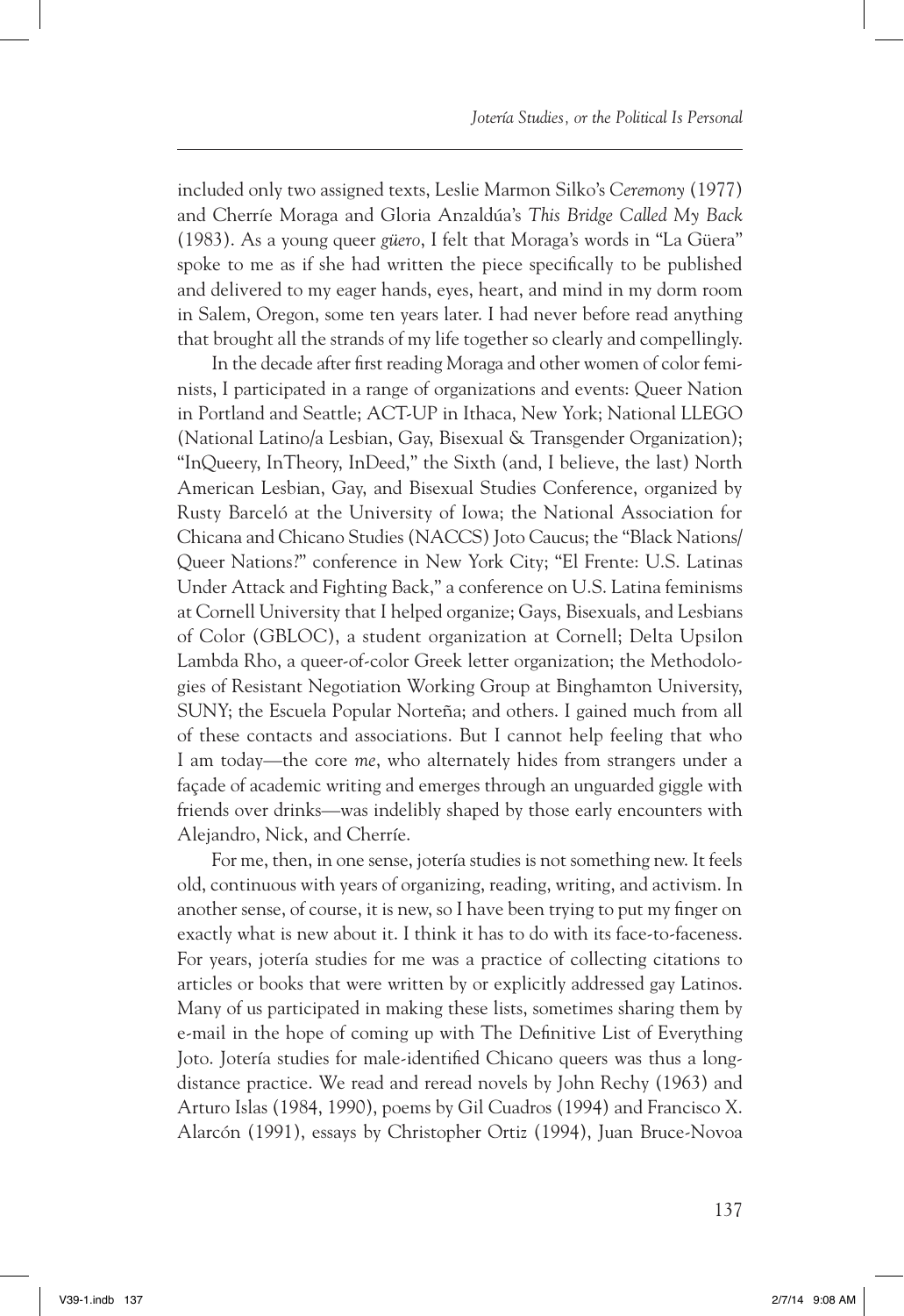included only two assigned texts, Leslie Marmon Silko's *Ceremony* (1977) and Cherríe Moraga and Gloria Anzaldúa's *This Bridge Called My Back* (1983). As a young queer *güero*, I felt that Moraga's words in "La Güera" spoke to me as if she had written the piece specifically to be published and delivered to my eager hands, eyes, heart, and mind in my dorm room in Salem, Oregon, some ten years later. I had never before read anything that brought all the strands of my life together so clearly and compellingly.

In the decade after first reading Moraga and other women of color feminists, I participated in a range of organizations and events: Queer Nation in Portland and Seattle; ACT-UP in Ithaca, New York; National LLEGO (National Latino/a Lesbian, Gay, Bisexual & Transgender Organization); "InQueery, InTheory, InDeed," the Sixth (and, I believe, the last) North American Lesbian, Gay, and Bisexual Studies Conference, organized by Rusty Barceló at the University of Iowa; the National Association for Chicana and Chicano Studies (NACCS) Joto Caucus; the "Black Nations/ Queer Nations?" conference in New York City; "El Frente: U.S. Latinas Under Attack and Fighting Back," a conference on U.S. Latina feminisms at Cornell University that I helped organize; Gays, Bisexuals, and Lesbians of Color (GBLOC), a student organization at Cornell; Delta Upsilon Lambda Rho, a queer-of-color Greek letter organization; the Methodologies of Resistant Negotiation Working Group at Binghamton University, SUNY; the Escuela Popular Norteña; and others. I gained much from all of these contacts and associations. But I cannot help feeling that who I am today—the core *me*, who alternately hides from strangers under a façade of academic writing and emerges through an unguarded giggle with friends over drinks—was indelibly shaped by those early encounters with Alejandro, Nick, and Cherríe.

For me, then, in one sense, jotería studies is not something new. It feels old, continuous with years of organizing, reading, writing, and activism. In another sense, of course, it is new, so I have been trying to put my finger on exactly what is new about it. I think it has to do with its face-to-faceness. For years, jotería studies for me was a practice of collecting citations to articles or books that were written by or explicitly addressed gay Latinos. Many of us participated in making these lists, sometimes sharing them by e-mail in the hope of coming up with The Definitive List of Everything Joto. Jotería studies for male-identified Chicano queers was thus a long-distance practice. We read and reread novels by John Rechy (1963) and Arturo Islas (1984, 1990), poems by Gil Cuadros (1994) and Francisco X. Alarcón (1991), essays by Christopher Ortiz (1994), Juan Bruce-Novoa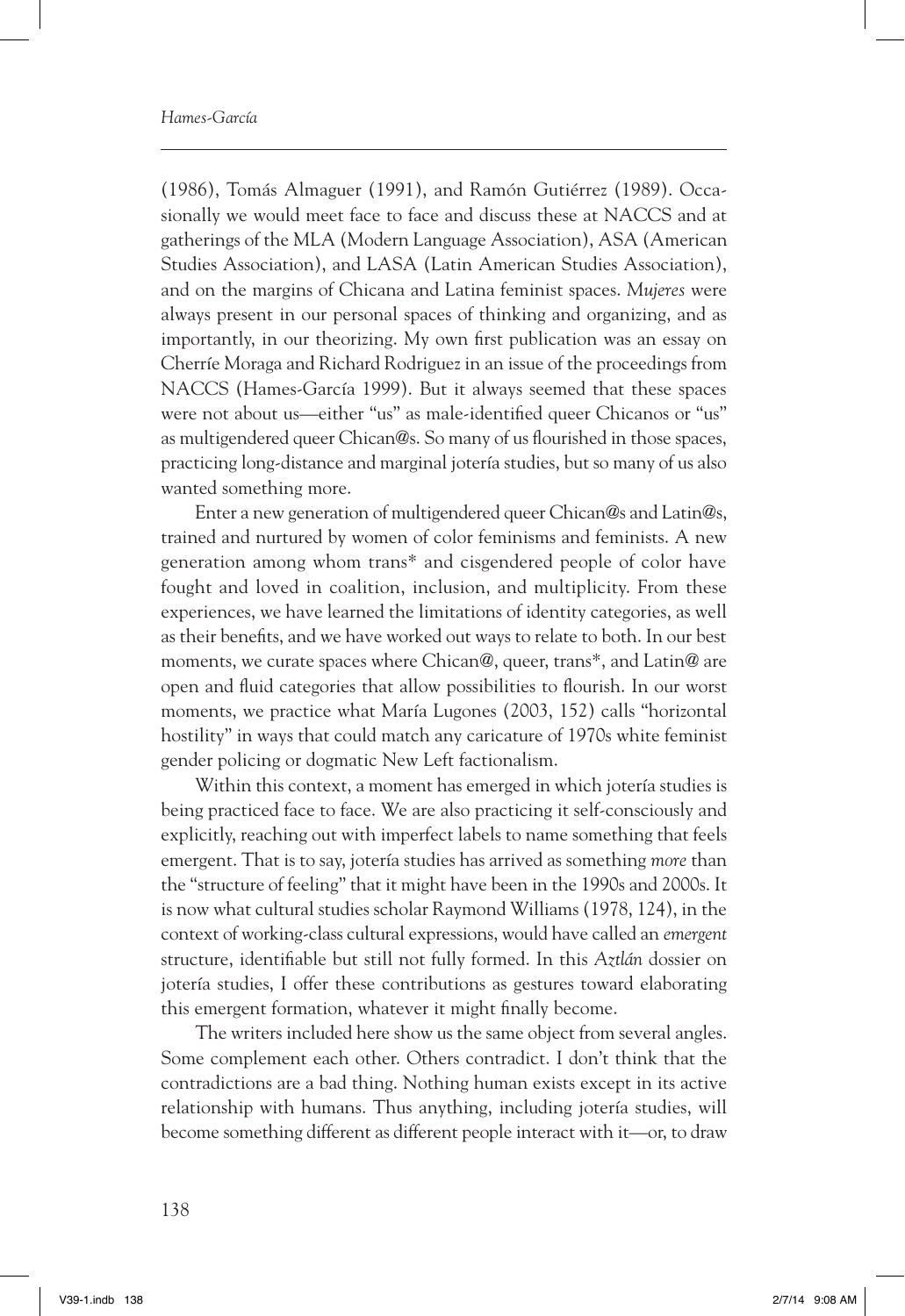(1986), Tomás Almaguer (1991), and Ramón Gutiérrez (1989). Occasionally we would meet face to face and discuss these at NACCS and at gatherings of the MLA (Modern Language Association), ASA (American Studies Association), and LASA (Latin American Studies Association), and on the margins of Chicana and Latina feminist spaces. *Mujeres* were always present in our personal spaces of thinking and organizing, and as importantly, in our theorizing. My own first publication was an essay on Cherríe Moraga and Richard Rodriguez in an issue of the proceedings from NACCS (Hames-García 1999). But it always seemed that these spaces were not about us—either "us" as male-identified queer Chicanos or "us" as multigendered queer Chican@s. So many of us flourished in those spaces, practicing long-distance and marginal jotería studies, but so many of us also wanted something more.

Enter a new generation of multigendered queer Chican@s and Latin@s, trained and nurtured by women of color feminisms and feminists. A new generation among whom trans* and cisgendered people of color have fought and loved in coalition, inclusion, and multiplicity. From these experiences, we have learned the limitations of identity categories, as well as their benefits, and we have worked out ways to relate to both. In our best moments, we curate spaces where Chican@, queer, trans*, and Latin@ are open and fluid categories that allow possibilities to flourish. In our worst moments, we practice what María Lugones (2003, 152) calls "horizontal hostility" in ways that could match any caricature of 1970s white feminist gender policing or dogmatic New Left factionalism.

Within this context, a moment has emerged in which jotería studies is being practiced face to face. We are also practicing it self-consciously and explicitly, reaching out with imperfect labels to name something that feels emergent. That is to say, jotería studies has arrived as something *more* than the "structure of feeling" that it might have been in the 1990s and 2000s. It is now what cultural studies scholar Raymond Williams (1978, 124), in the context of working-class cultural expressions, would have called an *emergent* structure, identifiable but still not fully formed. In this *Aztlán* dossier on jotería studies, I offer these contributions as gestures toward elaborating this emergent formation, whatever it might finally become.

The writers included here show us the same object from several angles. Some complement each other. Others contradict. I don't think that the contradictions are a bad thing. Nothing human exists except in its active relationship with humans. Thus anything, including jotería studies, will become something different as different people interact with it—or, to draw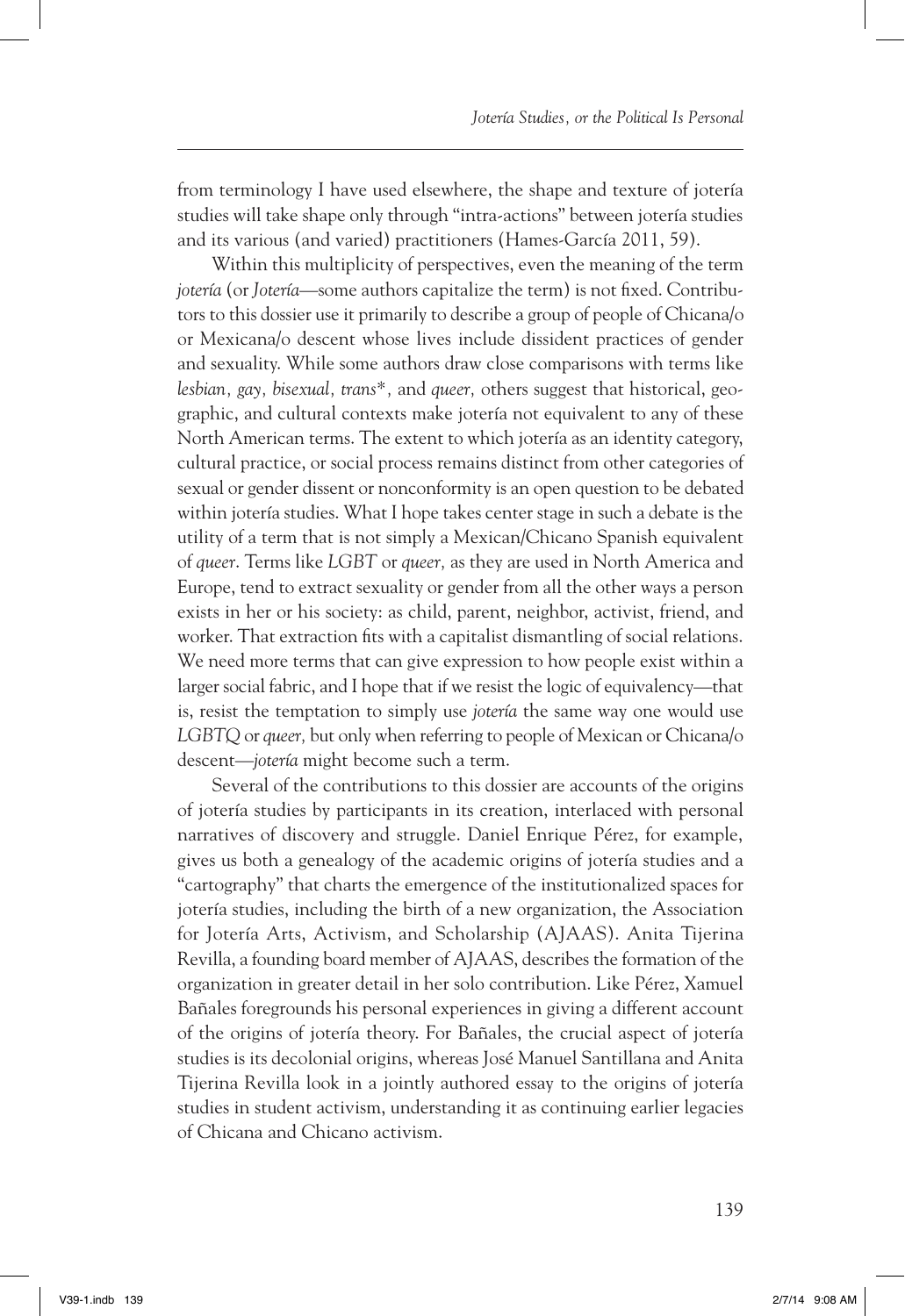from terminology I have used elsewhere, the shape and texture of jotería studies will take shape only through "intra-actions" between jotería studies and its various (and varied) practitioners (Hames-García 2011, 59).

Within this multiplicity of perspectives, even the meaning of the term *jotería* (or *Jotería*—some authors capitalize the term) is not fixed. Contributors to this dossier use it primarily to describe a group of people of Chicana/o or Mexicana/o descent whose lives include dissident practices of gender and sexuality. While some authors draw close comparisons with terms like *lesbian, gay, bisexual, trans*,* and *queer,* others suggest that historical, geographic, and cultural contexts make jotería not equivalent to any of these North American terms. The extent to which jotería as an identity category, cultural practice, or social process remains distinct from other categories of sexual or gender dissent or nonconformity is an open question to be debated within jotería studies. What I hope takes center stage in such a debate is the utility of a term that is not simply a Mexican/Chicano Spanish equivalent of *queer*. Terms like *LGBT* or *queer,* as they are used in North America and Europe, tend to extract sexuality or gender from all the other ways a person exists in her or his society: as child, parent, neighbor, activist, friend, and worker. That extraction fits with a capitalist dismantling of social relations. We need more terms that can give expression to how people exist within a larger social fabric, and I hope that if we resist the logic of equivalency—that is, resist the temptation to simply use *jotería* the same way one would use *LGBTQ* or *queer,* but only when referring to people of Mexican or Chicana/o descent—*jotería* might become such a term.

Several of the contributions to this dossier are accounts of the origins of jotería studies by participants in its creation, interlaced with personal narratives of discovery and struggle. Daniel Enrique Pérez, for example, gives us both a genealogy of the academic origins of jotería studies and a "cartography" that charts the emergence of the institutionalized spaces for jotería studies, including the birth of a new organization, the Association for Jotería Arts, Activism, and Scholarship (AJAAS). Anita Tijerina Revilla, a founding board member of AJAAS, describes the formation of the organization in greater detail in her solo contribution. Like Pérez, Xamuel Bañales foregrounds his personal experiences in giving a different account of the origins of jotería theory. For Bañales, the crucial aspect of jotería studies is its decolonial origins, whereas José Manuel Santillana and Anita Tijerina Revilla look in a jointly authored essay to the origins of jotería studies in student activism, understanding it as continuing earlier legacies of Chicana and Chicano activism.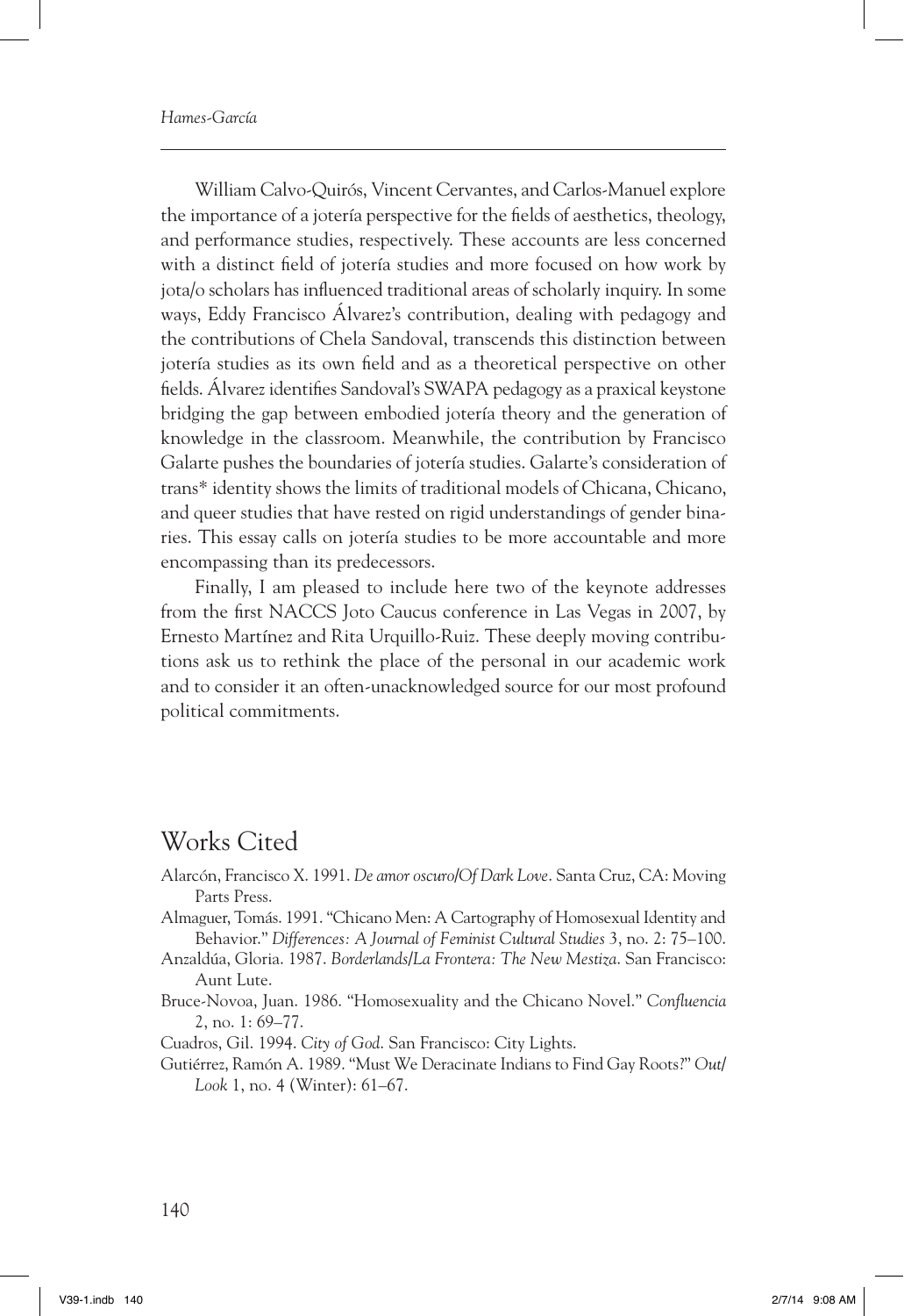William Calvo-Quirós, Vincent Cervantes, and Carlos-Manuel explore the importance of a jotería perspective for the fields of aesthetics, theology, and performance studies, respectively. These accounts are less concerned with a distinct field of jotería studies and more focused on how work by jota/o scholars has influenced traditional areas of scholarly inquiry. In some ways, Eddy Francisco Álvarez's contribution, dealing with pedagogy and the contributions of Chela Sandoval, transcends this distinction between jotería studies as its own field and as a theoretical perspective on other fields. Álvarez identifies Sandoval's SWAPA pedagogy as a praxical keystone bridging the gap between embodied jotería theory and the generation of knowledge in the classroom. Meanwhile, the contribution by Francisco Galarte pushes the boundaries of jotería studies. Galarte's consideration of trans* identity shows the limits of traditional models of Chicana, Chicano, and queer studies that have rested on rigid understandings of gender binaries. This essay calls on jotería studies to be more accountable and more encompassing than its predecessors.

Finally, I am pleased to include here two of the keynote addresses from the first NACCS Joto Caucus conference in Las Vegas in 2007, by Ernesto Martínez and Rita Urquillo-Ruiz. These deeply moving contributions ask us to rethink the place of the personal in our academic work and to consider it an often-unacknowledged source for our most profound political commitments.

## Works Cited

Alarcón, Francisco X. 1991. *De amor oscuro/Of Dark Love*. Santa Cruz, CA: Moving Parts Press.

Almaguer, Tomás. 1991. "Chicano Men: A Cartography of Homosexual Identity and Behavior." *Differences: A Journal of Feminist Cultural Studies* 3, no. 2: 75–100.

Anzaldúa, Gloria. 1987. *Borderlands/La Frontera: The New Mestiza*. San Francisco: Aunt Lute.

Bruce-Novoa, Juan. 1986. "Homosexuality and the Chicano Novel." *Confluencia* 2, no. 1: 69–77.

Cuadros, Gil. 1994. *City of God*. San Francisco: City Lights.

Gutiérrez, Ramón A. 1989. "Must We Deracinate Indians to Find Gay Roots?" *Out/Look* 1, no. 4 (Winter): 61–67.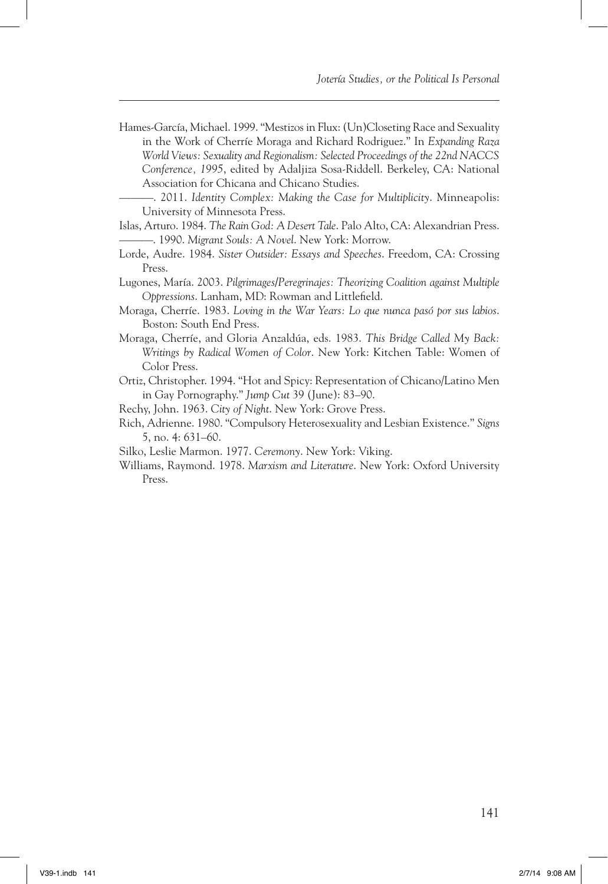Hames-García, Michael. 1999. "Mestizos in Flux: (Un)Closeting Race and Sexuality in the Work of Cherríe Moraga and Richard Rodriguez." In *Expanding Raza World Views: Sexuality and Regionalism: Selected Proceedings of the 22nd NACCS Conference, 1995*, edited by Adaljiza Sosa-Riddell. Berkeley, CA: National Association for Chicana and Chicano Studies.

———. 2011. *Identity Complex: Making the Case for Multiplicity*. Minneapolis: University of Minnesota Press.

Islas, Arturo. 1984. *The Rain God: A Desert Tale*. Palo Alto, CA: Alexandrian Press.

———. 1990. *Migrant Souls: A Novel*. New York: Morrow.

Lorde, Audre. 1984. *Sister Outsider: Essays and Speeches*. Freedom, CA: Crossing Press.

Lugones, María. 2003. *Pilgrimages/Peregrinajes: Theorizing Coalition against Multiple Oppressions*. Lanham, MD: Rowman and Littlefield.

Moraga, Cherríe. 1983. *Loving in the War Years: Lo que nunca pasó por sus labios*. Boston: South End Press.

Moraga, Cherríe, and Gloria Anzaldúa, eds. 1983. *This Bridge Called My Back: Writings by Radical Women of Color*. New York: Kitchen Table: Women of Color Press.

Ortiz, Christopher. 1994. "Hot and Spicy: Representation of Chicano/Latino Men in Gay Pornography." *Jump Cut* 39 (June): 83–90.

Rechy, John. 1963. *City of Night*. New York: Grove Press.

Rich, Adrienne. 1980. "Compulsory Heterosexuality and Lesbian Existence." *Signs* 5, no. 4: 631–60.

Silko, Leslie Marmon. 1977. *Ceremony*. New York: Viking.

Williams, Raymond. 1978. *Marxism and Literature*. New York: Oxford University Press.